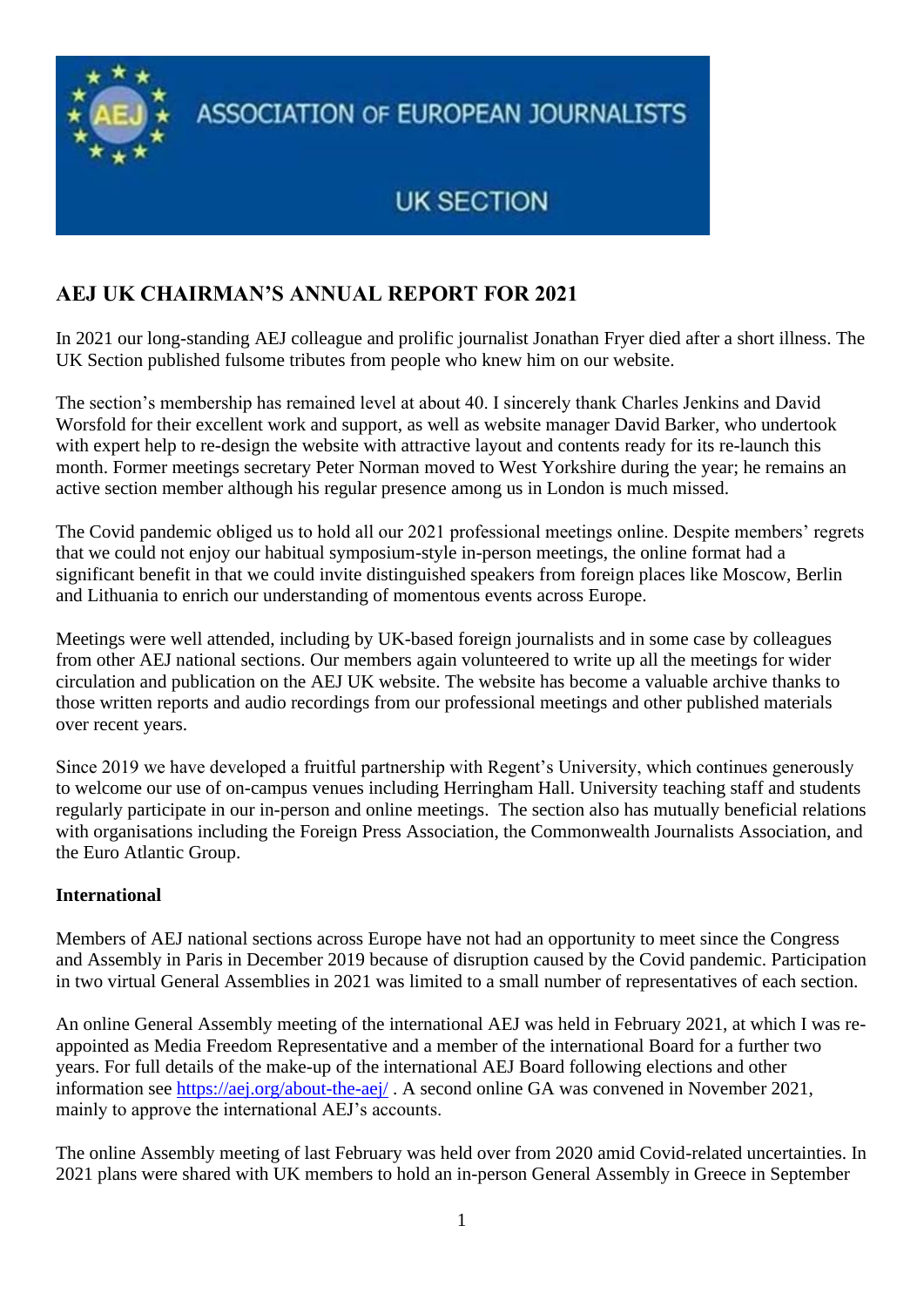ASSOCIATION OF EUROPEAN JOURNALISTS

UK SECTION

# AEJ UK CHAIRMAN'S ANNUAL REPORT FOR 2021

In 2021 our long-standing AEJ colleague and prolific journalist Jonathan Fryer died after a short illness. The UK Section published fulsome tributes from people who knew him on our website.

The section's membership has remained level at about 40. I sincerely thank Charles Jenkins and David Worsfold for their excellent work and support, as well as website manager David Barker, who undertook with expert help to re-design the website with attractive layout and contents ready for its re-launch this month. Former meetings secretary Peter Norman moved to West Yorkshire during the year; he remains an active section member although his regular presence among us in London is much missed.

The Covid pandemic obliged us to hold all our 2021 professional meetings online. Despite members' regrets that we could not enjoy our habitual symposium-style in-person meetings, the online format had a significant benefit in that we could invite distinguished speakers from foreign places like Moscow, Berlin and Lithuania to enrich our understanding of momentous events across Europe.

Meetings were well attended, including by UK-based foreign journalists and in some case by colleagues from other AEJ national sections. Our members again volunteered to write up all the meetings for wider circulation and publication on the AEJ UK website. The website has become a valuable archive thanks to those written reports and audio recordings from our professional meetings and other published materials over recent years.

Since 2019 we have developed a fruitful partnership with Regent's University, which continues generously to welcome our use of on-campus venues including Herringham Hall. University teaching staff and students regularly participate in our in-person and online meetings. The section also has mutually beneficial relations with organisations including the Foreign Press Association, the Commonwealth Journalists Association, and the Euro Atlantic Group.

**International**

Members of AEJ national sections across Europe have not had an opportunity to meet since the Congress and Assembly in Paris in December 2019 because of disruption caused by the Covid pandemic. Participation in two virtual General Assemblies in 2021 was limited to a small number of representatives of each section.

An online General Assembly meeting of the international AEJ was held in February 2021, at which I was re-appointed as Media Freedom Representative and a member of the international Board for a further two years. For full details of the make-up of the international AEJ Board following elections and other information see https://aej.org/about-the-aej/ . A second online GA was convened in November 2021, mainly to approve the international AEJ's accounts.

The online Assembly meeting of last February was held over from 2020 amid Covid-related uncertainties. In 2021 plans were shared with UK members to hold an in-person General Assembly in Greece in September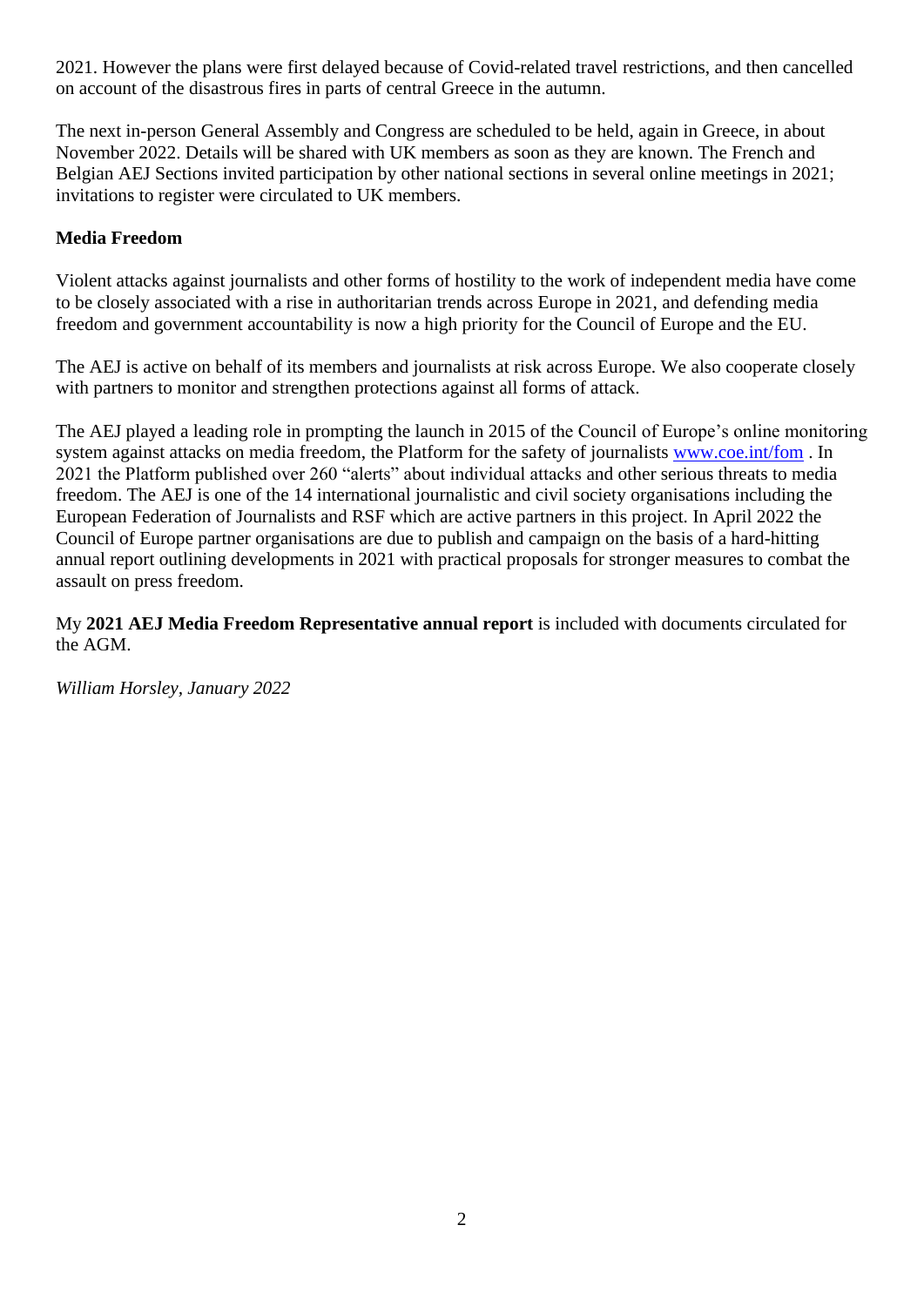2021. However the plans were first delayed because of Covid-related travel restrictions, and then cancelled on account of the disastrous fires in parts of central Greece in the autumn.

The next in-person General Assembly and Congress are scheduled to be held, again in Greece, in about November 2022. Details will be shared with UK members as soon as they are known. The French and Belgian AEJ Sections invited participation by other national sections in several online meetings in 2021; invitations to register were circulated to UK members.

**Media Freedom**

Violent attacks against journalists and other forms of hostility to the work of independent media have come to be closely associated with a rise in authoritarian trends across Europe in 2021, and defending media freedom and government accountability is now a high priority for the Council of Europe and the EU.

The AEJ is active on behalf of its members and journalists at risk across Europe. We also cooperate closely with partners to monitor and strengthen protections against all forms of attack.

The AEJ played a leading role in prompting the launch in 2015 of the Council of Europe's online monitoring system against attacks on media freedom, the Platform for the safety of journalists [www.coe.int/fom](www.coe.int/fom) . In 2021 the Platform published over 260 "alerts" about individual attacks and other serious threats to media freedom. The AEJ is one of the 14 international journalistic and civil society organisations including the European Federation of Journalists and RSF which are active partners in this project. In April 2022 the Council of Europe partner organisations are due to publish and campaign on the basis of a hard-hitting annual report outlining developments in 2021 with practical proposals for stronger measures to combat the assault on press freedom.

My **2021 AEJ Media Freedom Representative annual report** is included with documents circulated for the AGM.

*William Horsley, January 2022*